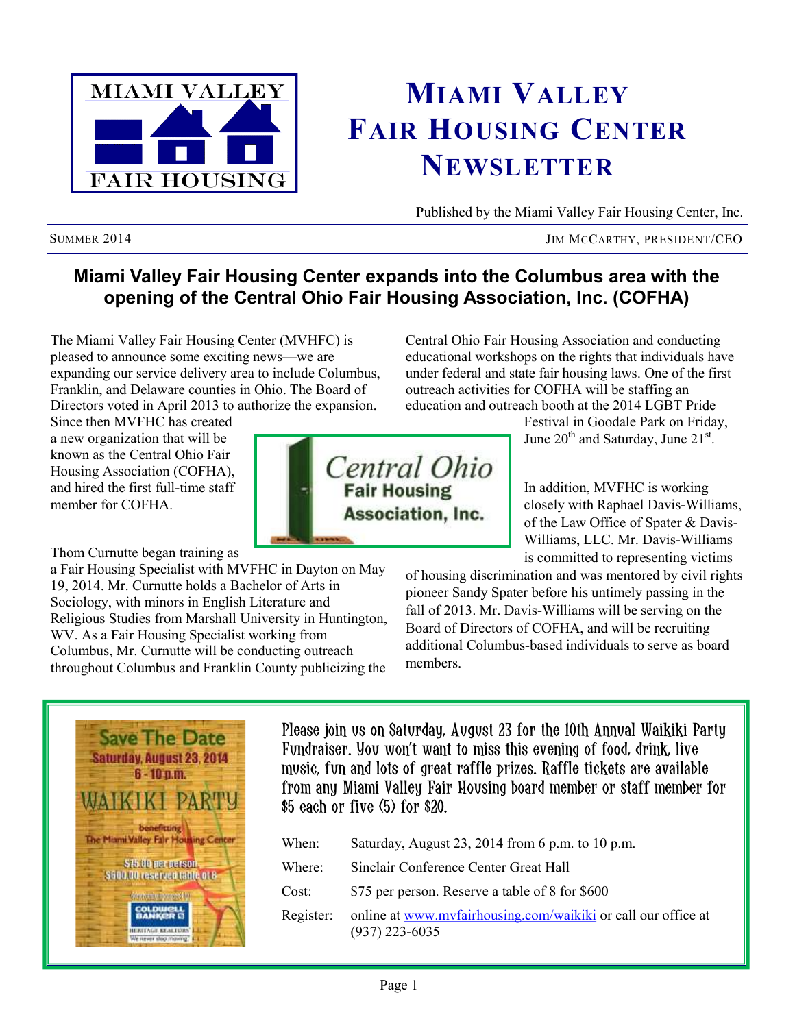# MIAMI VALLEY FAIR HOUSING CENTER NEWSLETTER

Published by the Miami Valley Fair Housing Center, Inc.

SUMMER 2014 — JIM MCCARTHY, PRESIDENT/CEO

## Miami Valley Fair Housing Center expands into the Columbus area with the opening of the Central Ohio Fair Housing Association, Inc. (COFHA)

The Miami Valley Fair Housing Center (MVHFC) is pleased to announce some exciting news—we are expanding our service delivery area to include Columbus, Franklin, and Delaware counties in Ohio. The Board of Directors voted in April 2013 to authorize the expansion. Since then MVFHC has created a new organization that will be known as the Central Ohio Fair Housing Association (COFHA), and hired the first full-time staff member for COFHA.

Thom Curnutte began training as a Fair Housing Specialist with MVFHC in Dayton on May 19, 2014. Mr. Curnutte holds a Bachelor of Arts in Sociology, with minors in English Literature and Religious Studies from Marshall University in Huntington, WV. As a Fair Housing Specialist working from Columbus, Mr. Curnutte will be conducting outreach throughout Columbus and Franklin County publicizing the Central Ohio Fair Housing Association and conducting educational workshops on the rights that individuals have under federal and state fair housing laws. One of the first outreach activities for COFHA will be staffing an education and outreach booth at the 2014 LGBT Pride Festival in Goodale Park on Friday, June 20th and Saturday, June 21st.

In addition, MVFHC is working closely with Raphael Davis-Williams, of the Law Office of Spater & Davis-Williams, LLC. Mr. Davis-Williams is committed to representing victims of housing discrimination and was mentored by civil rights pioneer Sandy Spater before his untimely passing in the fall of 2013. Mr. Davis-Williams will be serving on the Board of Directors of COFHA, and will be recruiting additional Columbus-based individuals to serve as board members.

Please join us on Saturday, August 23 for the 10th Annual Waikiki Party Fundraiser. You won't want to miss this evening of food, drink, live music, fun and lots of great raffle prizes. Raffle tickets are available from any Miami Valley Fair Housing board member or staff member for $5 each or five (5) for $20.

When: Saturday, August 23, 2014 from 6 p.m. to 10 p.m.

Where: Sinclair Conference Center Great Hall

Cost: $75 per person. Reserve a table of 8 for $600

Register: online at www.mvfairhousing.com/waikiki or call our office at (937) 223-6035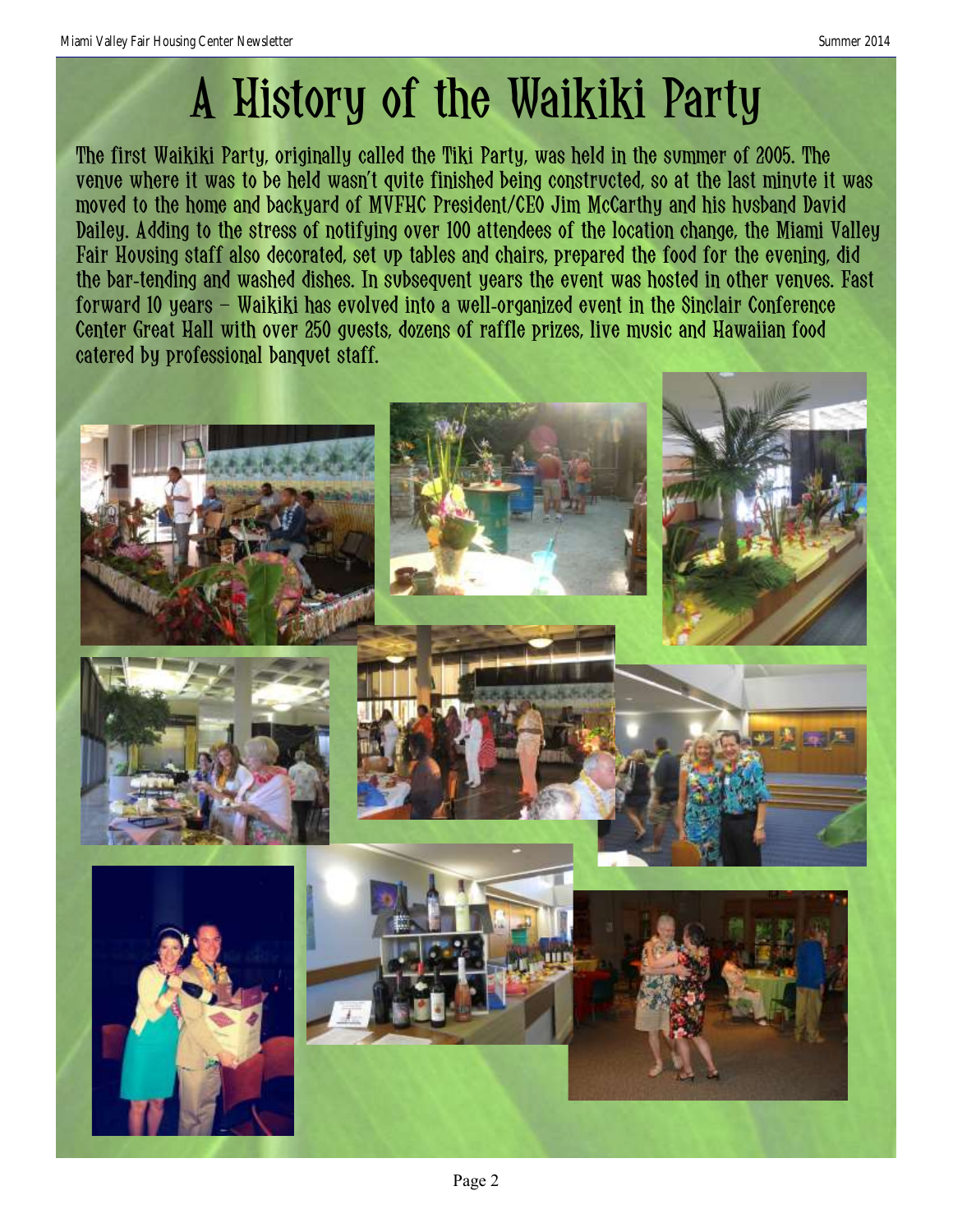# A History of the Waikiki Party

The first Waikiki Party, originally called the Tiki Party, was held in the summer of 2005. The venue where it was to be held wasn't quite finished being constructed, so at the last minute it was moved to the home and backyard of MVFHC President/CEO Jim McCarthy and his husband David Dailey. Adding to the stress of notifying over 100 attendees of the location change, the Miami Valley Fair Housing staff also decorated, set up tables and chairs, prepared the food for the evening, did the bar-tending and washed dishes. In subsequent years the event was hosted in other venues. Fast forward 10 years – Waikiki has evolved into a well-organized event in the Sinclair Conference Center Great Hall with over 250 guests, dozens of raffle prizes, live music and Hawaiian food catered by professional banquet staff.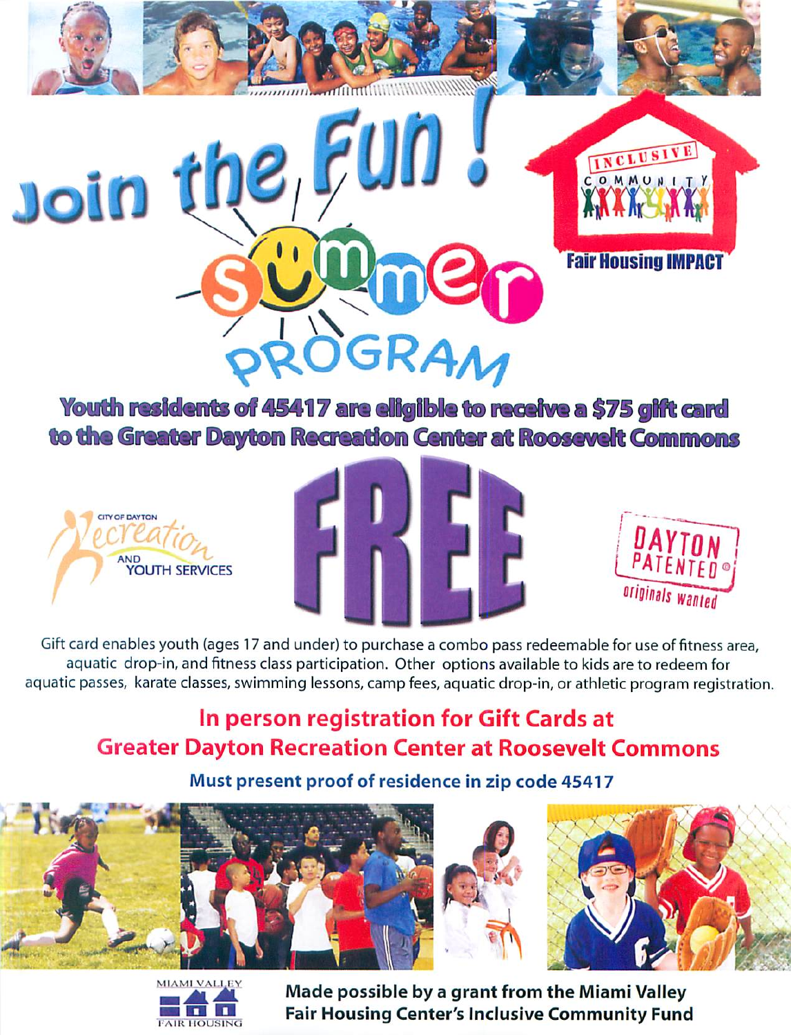# Join the Fun! Summer PROGRAM

INCLUSIVE COMMUNITY

Fair Housing IMPACT

**Youth residents of 45417 are eligible to receive a $75 gift card to the Greater Dayton Recreation Center at Roosevelt Commons**

CITY OF DAYTON Recreation AND YOUTH SERVICES

# FREE

DAYTON PATENTED® originals wanted

Gift card enables youth (ages 17 and under) to purchase a combo pass redeemable for use of fitness area, aquatic drop-in, and fitness class participation. Other options available to kids are to redeem for aquatic passes, karate classes, swimming lessons, camp fees, aquatic drop-in, or athletic program registration.

## In person registration for Gift Cards at Greater Dayton Recreation Center at Roosevelt Commons

**Must present proof of residence in zip code 45417**

MIAMI VALLEY FAIR HOUSING

**Made possible by a grant from the Miami Valley Fair Housing Center's Inclusive Community Fund**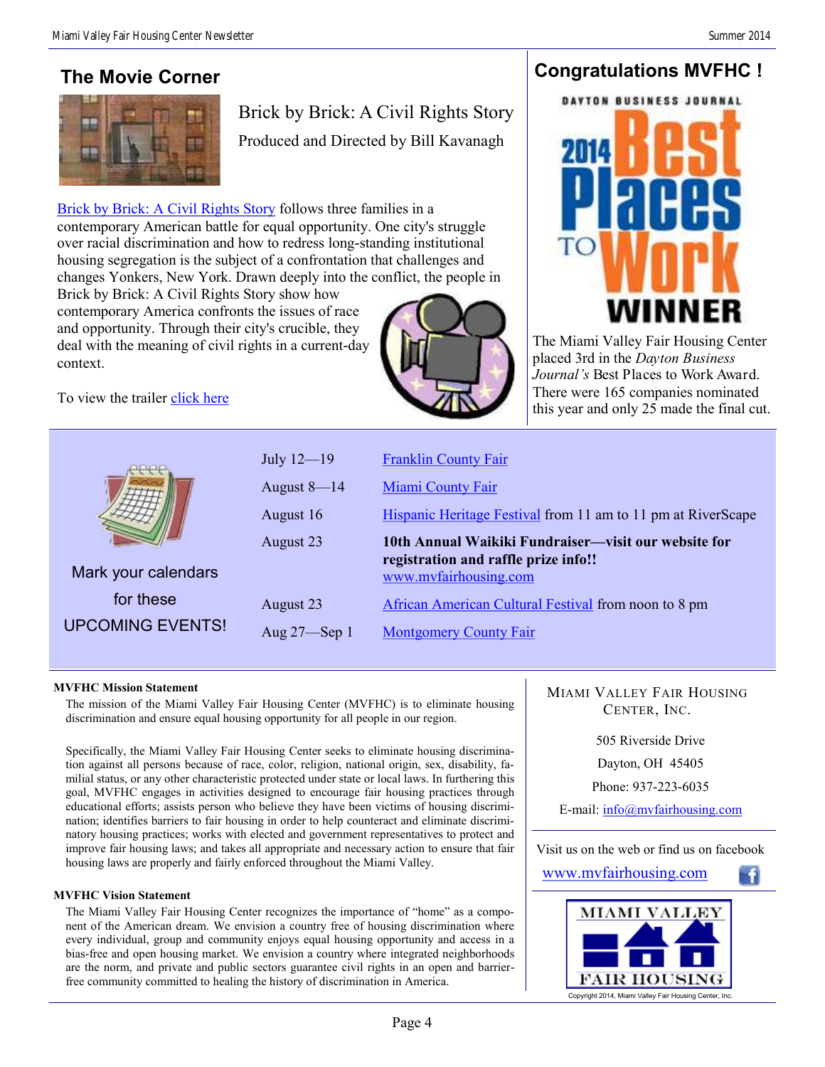## The Movie Corner

Brick by Brick: A Civil Rights Story

Produced and Directed by Bill Kavanagh

Brick by Brick: A Civil Rights Story follows three families in a contemporary American battle for equal opportunity. One city's struggle over racial discrimination and how to redress long-standing institutional housing segregation is the subject of a confrontation that challenges and changes Yonkers, New York. Drawn deeply into the conflict, the people in Brick by Brick: A Civil Rights Story show how contemporary America confronts the issues of race and opportunity. Through their city's crucible, they deal with the meaning of civil rights in a current-day context.

To view the trailer click here

## Congratulations MVFHC !

DAYTON BUSINESS JOURNAL 2014 Best Places TO Work WINNER

The Miami Valley Fair Housing Center placed 3rd in the *Dayton Business Journal's* Best Places to Work Award. There were 165 companies nominated this year and only 25 made the final cut.

Mark your calendars for these UPCOMING EVENTS!

| | |
|---|---|
| July 12—19 | Franklin County Fair |
| August 8—14 | Miami County Fair |
| August 16 | Hispanic Heritage Festival from 11 am to 11 pm at RiverScape |
| August 23 | **10th Annual Waikiki Fundraiser—visit our website for registration and raffle prize info!!** www.mvfairhousing.com |
| August 23 | African American Cultural Festival from noon to 8 pm |
| Aug 27—Sep 1 | Montgomery County Fair |

**MVFHC Mission Statement**

The mission of the Miami Valley Fair Housing Center (MVFHC) is to eliminate housing discrimination and ensure equal housing opportunity for all people in our region.

Specifically, the Miami Valley Fair Housing Center seeks to eliminate housing discrimination against all persons because of race, color, religion, national origin, sex, disability, familial status, or any other characteristic protected under state or local laws. In furthering this goal, MVFHC engages in activities designed to encourage fair housing practices through educational efforts; assists person who believe they have been victims of housing discrimination; identifies barriers to fair housing in order to help counteract and eliminate discriminatory housing practices; works with elected and government representatives to protect and improve fair housing laws; and takes all appropriate and necessary action to ensure that fair housing laws are properly and fairly enforced throughout the Miami Valley.

**MVFHC Vision Statement**

The Miami Valley Fair Housing Center recognizes the importance of "home" as a component of the American dream. We envision a country free of housing discrimination where every individual, group and community enjoys equal housing opportunity and access in a bias-free and open housing market. We envision a country where integrated neighborhoods are the norm, and private and public sectors guarantee civil rights in an open and barrier-free community committed to healing the history of discrimination in America.

MIAMI VALLEY FAIR HOUSING CENTER, INC.

505 Riverside Drive

Dayton, OH 45405

Phone: 937-223-6035

E-mail: info@mvfairhousing.com

Visit us on the web or find us on facebook

www.mvfairhousing.com

MIAMI VALLEY FAIR HOUSING

Copyright 2014, Miami Valley Fair Housing Center, Inc.